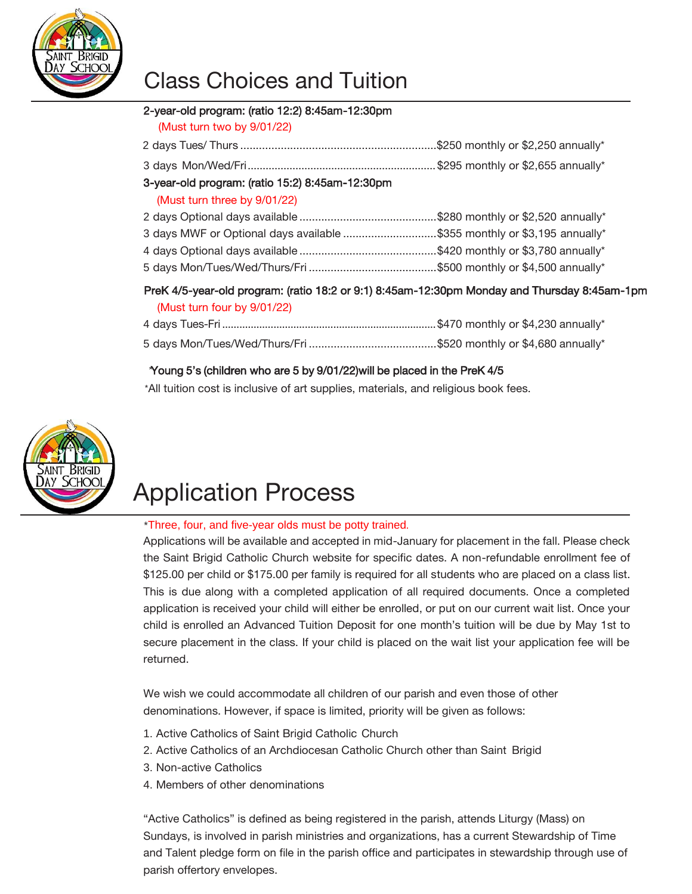# Class Choices and Tuition

**2-year-old program: (ratio 12:2) 8:45am-12:30pm**
(Must turn two by 9/01/22)

2 days Tues/ Thurs ............................................................$250 monthly or $2,250 annually*

3 days Mon/Wed/Fri ............................................................$295 monthly or $2,655 annually*

**3-year-old program: (ratio 15:2) 8:45am-12:30pm**
(Must turn three by 9/01/22)

2 days Optional days available ............................................$280 monthly or $2,520 annually*

3 days MWF or Optional days available ..............................$355 monthly or $3,195 annually*

4 days Optional days available ............................................$420 monthly or $3,780 annually*

5 days Mon/Tues/Wed/Thurs/Fri .........................................$500 monthly or $4,500 annually*

**PreK 4/5-year-old program: (ratio 18:2 or 9:1) 8:45am-12:30pm Monday and Thursday 8:45am-1pm**
(Must turn four by 9/01/22)

4 days Tues-Fri ....................................................................$470 monthly or $4,230 annually*

5 days Mon/Tues/Wed/Thurs/Fri .........................................$520 monthly or $4,680 annually*

*Young 5's (children who are 5 by 9/01/22)will be placed in the PreK 4/5*

*All tuition cost is inclusive of art supplies, materials, and religious book fees.

# Application Process

*Three, four, and five-year olds must be potty trained.

Applications will be available and accepted in mid-January for placement in the fall. Please check the Saint Brigid Catholic Church website for specific dates. A non-refundable enrollment fee of $125.00 per child or $175.00 per family is required for all students who are placed on a class list. This is due along with a completed application of all required documents. Once a completed application is received your child will either be enrolled, or put on our current wait list. Once your child is enrolled an Advanced Tuition Deposit for one month's tuition will be due by May 1st to secure placement in the class. If your child is placed on the wait list your application fee will be returned.

We wish we could accommodate all children of our parish and even those of other denominations. However, if space is limited, priority will be given as follows:

1. Active Catholics of Saint Brigid Catholic Church
2. Active Catholics of an Archdiocesan Catholic Church other than Saint Brigid
3. Non-active Catholics
4. Members of other denominations

"Active Catholics" is defined as being registered in the parish, attends Liturgy (Mass) on Sundays, is involved in parish ministries and organizations, has a current Stewardship of Time and Talent pledge form on file in the parish office and participates in stewardship through use of parish offertory envelopes.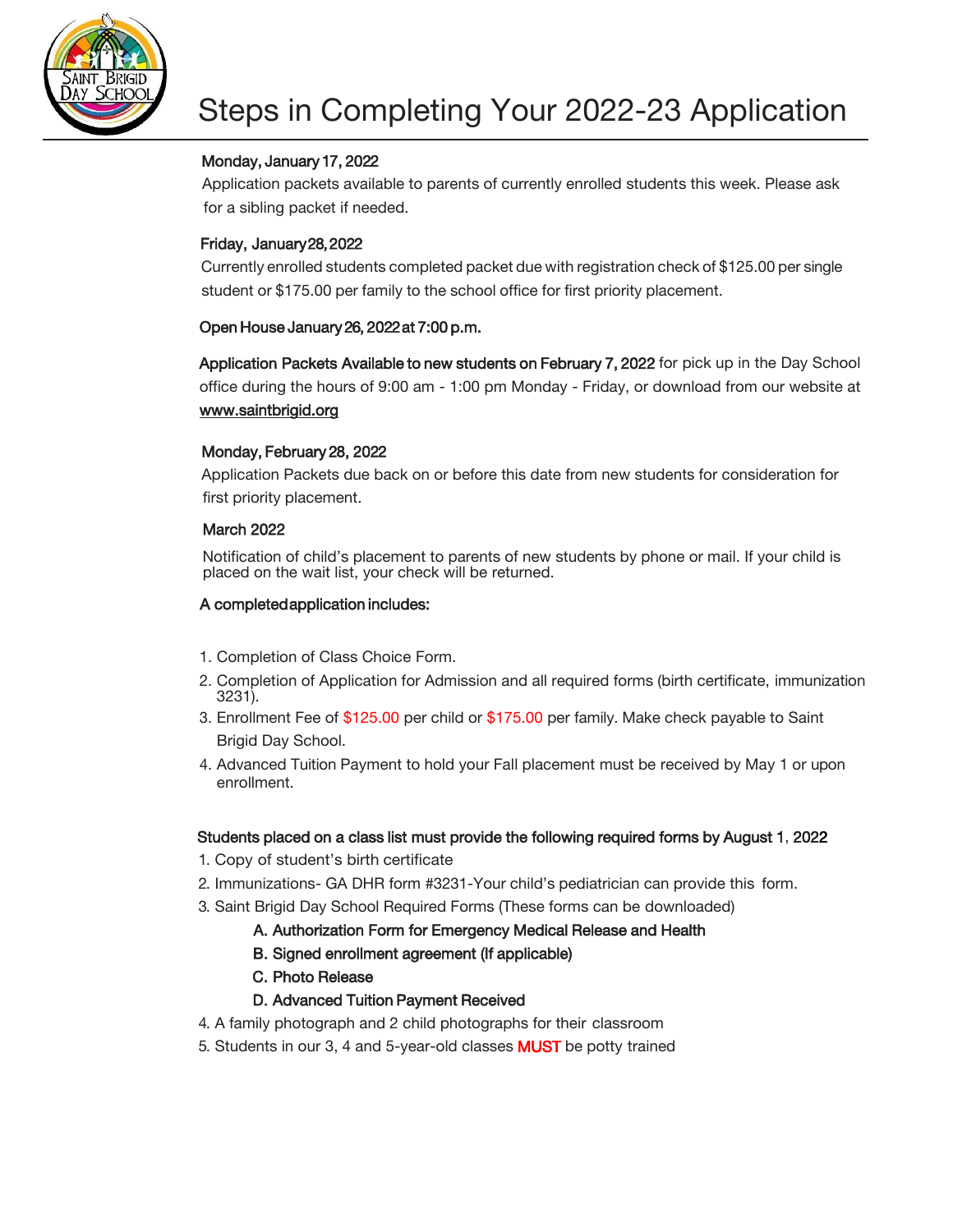# Steps in Completing Your 2022-23 Application

**Monday, January 17, 2022**

Application packets available to parents of currently enrolled students this week. Please ask for a sibling packet if needed.

**Friday, January 28, 2022**

Currently enrolled students completed packet due with registration check of $125.00 per single student or $175.00 per family to the school office for first priority placement.

**Open House January 26, 2022 at 7:00 p.m.**

**Application Packets Available to new students on February 7, 2022** for pick up in the Day School office during the hours of 9:00 am - 1:00 pm Monday - Friday, or download from our website at www.saintbrigid.org

**Monday, February 28, 2022**

Application Packets due back on or before this date from new students for consideration for first priority placement.

**March 2022**

Notification of child's placement to parents of new students by phone or mail. If your child is placed on the wait list, your check will be returned.

**A completed application includes:**

1. Completion of Class Choice Form.
2. Completion of Application for Admission and all required forms (birth certificate, immunization 3231).
3. Enrollment Fee of $125.00 per child or $175.00 per family. Make check payable to Saint Brigid Day School.
4. Advanced Tuition Payment to hold your Fall placement must be received by May 1 or upon enrollment.

**Students placed on a class list must provide the following required forms by August 1, 2022**

1. Copy of student's birth certificate
2. Immunizations- GA DHR form #3231-Your child's pediatrician can provide this form.
3. Saint Brigid Day School Required Forms (These forms can be downloaded)
   - **A. Authorization Form for Emergency Medical Release and Health**
   - **B. Signed enrollment agreement (If applicable)**
   - **C. Photo Release**
   - **D. Advanced Tuition Payment Received**
4. A family photograph and 2 child photographs for their classroom
5. Students in our 3, 4 and 5-year-old classes **MUST** be potty trained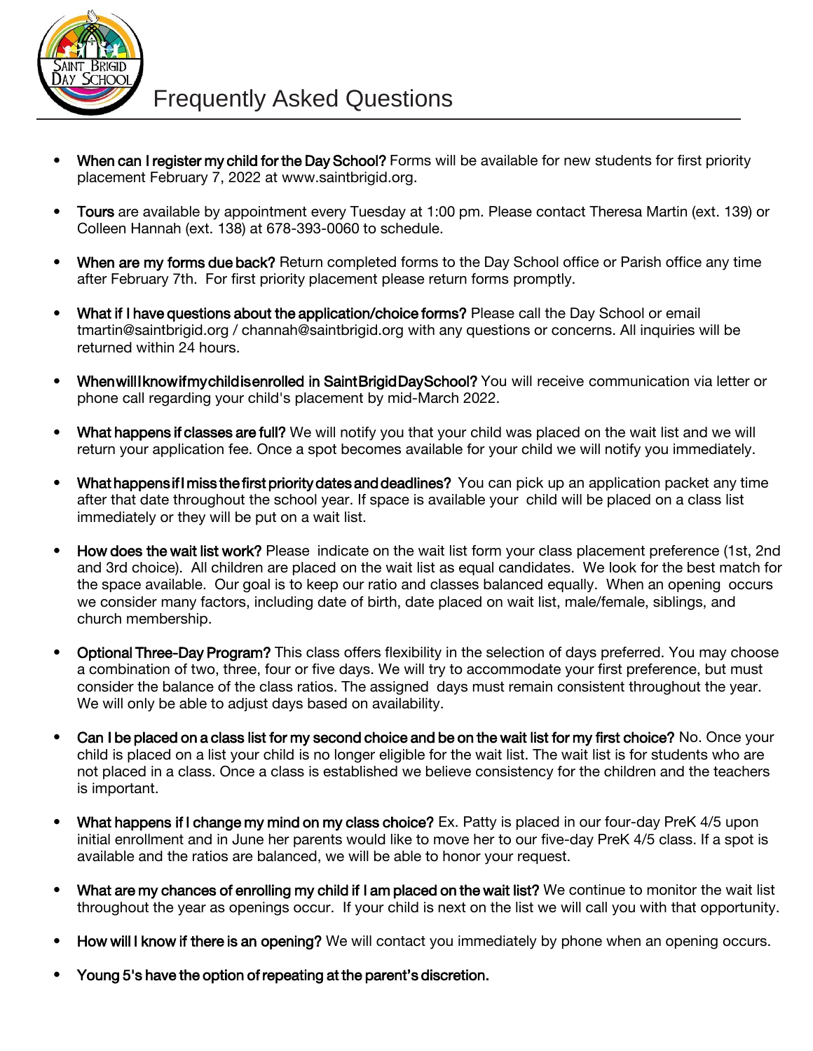# Frequently Asked Questions

- **When can I register my child for the Day School?** Forms will be available for new students for first priority placement February 7, 2022 at www.saintbrigid.org.

- **Tours** are available by appointment every Tuesday at 1:00 pm. Please contact Theresa Martin (ext. 139) or Colleen Hannah (ext. 138) at 678-393-0060 to schedule.

- **When are my forms due back?** Return completed forms to the Day School office or Parish office any time after February 7th. For first priority placement please return forms promptly.

- **What if I have questions about the application/choice forms?** Please call the Day School or email tmartin@saintbrigid.org / channah@saintbrigid.org with any questions or concerns. All inquiries will be returned within 24 hours.

- **When will I know if my child is enrolled in Saint Brigid Day School?** You will receive communication via letter or phone call regarding your child's placement by mid-March 2022.

- **What happens if classes are full?** We will notify you that your child was placed on the wait list and we will return your application fee. Once a spot becomes available for your child we will notify you immediately.

- **What happens if I miss the first priority dates and deadlines?** You can pick up an application packet any time after that date throughout the school year. If space is available your child will be placed on a class list immediately or they will be put on a wait list.

- **How does the wait list work?** Please indicate on the wait list form your class placement preference (1st, 2nd and 3rd choice). All children are placed on the wait list as equal candidates. We look for the best match for the space available. Our goal is to keep our ratio and classes balanced equally. When an opening occurs we consider many factors, including date of birth, date placed on wait list, male/female, siblings, and church membership.

- **Optional Three-Day Program?** This class offers flexibility in the selection of days preferred. You may choose a combination of two, three, four or five days. We will try to accommodate your first preference, but must consider the balance of the class ratios. The assigned days must remain consistent throughout the year. We will only be able to adjust days based on availability.

- **Can I be placed on a class list for my second choice and be on the wait list for my first choice?** No. Once your child is placed on a list your child is no longer eligible for the wait list. The wait list is for students who are not placed in a class. Once a class is established we believe consistency for the children and the teachers is important.

- **What happens if I change my mind on my class choice?** Ex. Patty is placed in our four-day PreK 4/5 upon initial enrollment and in June her parents would like to move her to our five-day PreK 4/5 class. If a spot is available and the ratios are balanced, we will be able to honor your request.

- **What are my chances of enrolling my child if I am placed on the wait list?** We continue to monitor the wait list throughout the year as openings occur. If your child is next on the list we will call you with that opportunity.

- **How will I know if there is an opening?** We will contact you immediately by phone when an opening occurs.

- **Young 5's have the option of repeating at the parent's discretion.**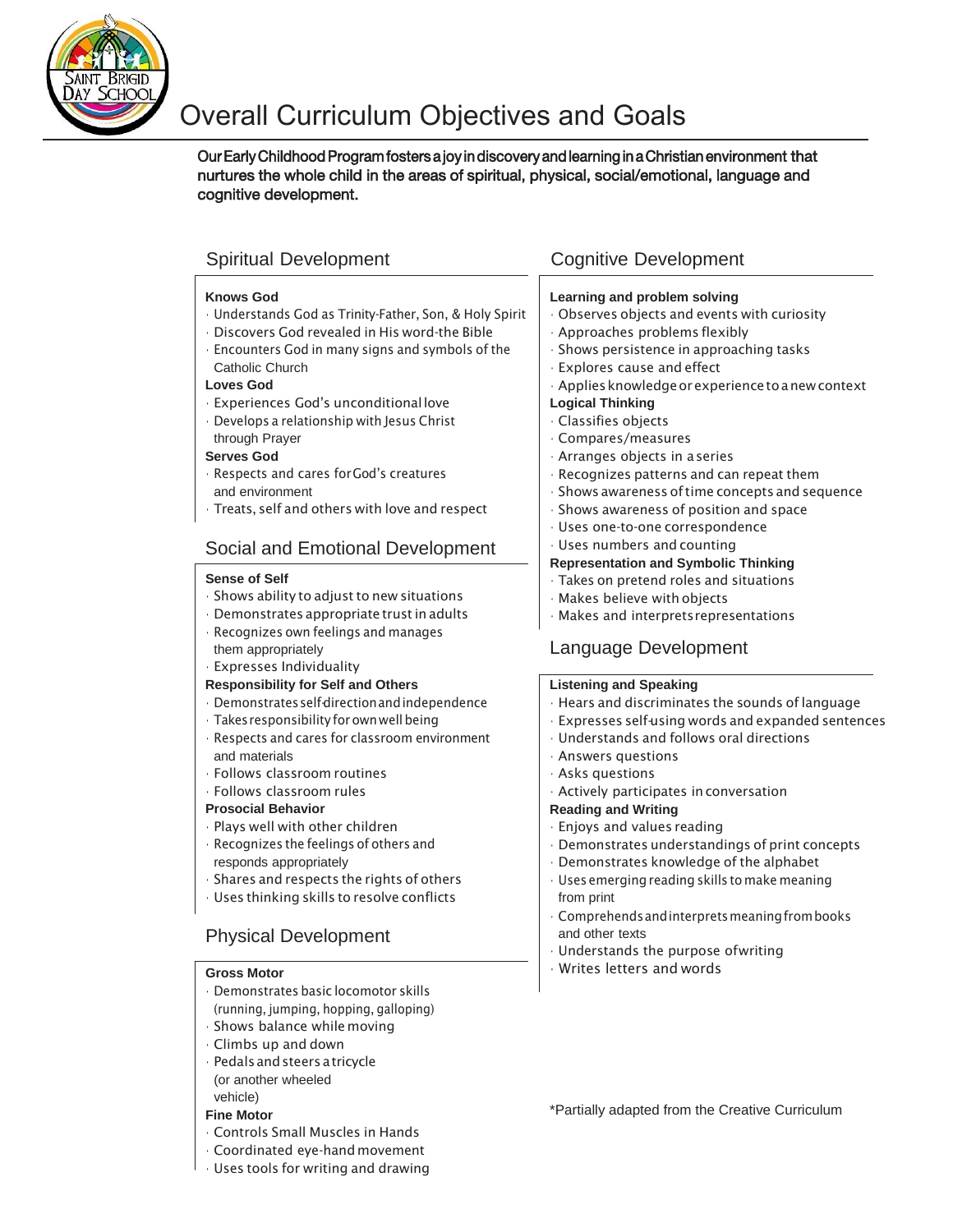# Overall Curriculum Objectives and Goals

**Our Early Childhood Program fosters a joy in discovery and learning in a Christian environment that nurtures the whole child in the areas of spiritual, physical, social/emotional, language and cognitive development.**

## Spiritual Development

**Knows God**

- Understands God as Trinity-Father, Son, & Holy Spirit
- Discovers God revealed in His word-the Bible
- Encounters God in many signs and symbols of the Catholic Church

**Loves God**

- Experiences God's unconditional love
- Develops a relationship with Jesus Christ through Prayer

**Serves God**

- Respects and cares for God's creatures and environment
- Treats, self and others with love and respect

## Social and Emotional Development

**Sense of Self**

- Shows ability to adjust to new situations
- Demonstrates appropriate trust in adults
- Recognizes own feelings and manages them appropriately
- Expresses Individuality

**Responsibility for Self and Others**

- Demonstrates self-direction and independence
- Takes responsibility for own well being
- Respects and cares for classroom environment and materials
- Follows classroom routines
- Follows classroom rules

**Prosocial Behavior**

- Plays well with other children
- Recognizes the feelings of others and responds appropriately
- Shares and respects the rights of others
- Uses thinking skills to resolve conflicts

## Physical Development

**Gross Motor**

- Demonstrates basic locomotor skills (running, jumping, hopping, galloping)
- Shows balance while moving
- Climbs up and down
- Pedals and steers a tricycle (or another wheeled vehicle)

**Fine Motor**

- Controls Small Muscles in Hands
- Coordinated eye-hand movement
- Uses tools for writing and drawing

## Cognitive Development

**Learning and problem solving**

- Observes objects and events with curiosity
- Approaches problems flexibly
- Shows persistence in approaching tasks
- Explores cause and effect
- Applies knowledge or experience to a new context

**Logical Thinking**

- Classifies objects
- Compares/measures
- Arranges objects in a series
- Recognizes patterns and can repeat them
- Shows awareness of time concepts and sequence
- Shows awareness of position and space
- Uses one-to-one correspondence
- Uses numbers and counting

**Representation and Symbolic Thinking**

- Takes on pretend roles and situations
- Makes believe with objects
- Makes and interprets representations

## Language Development

**Listening and Speaking**

- Hears and discriminates the sounds of language
- Expresses self-using words and expanded sentences
- Understands and follows oral directions
- Answers questions
- Asks questions
- Actively participates in conversation

**Reading and Writing**

- Enjoys and values reading
- Demonstrates understandings of print concepts
- Demonstrates knowledge of the alphabet
- Uses emerging reading skills to make meaning from print
- Comprehends and interprets meaning from books and other texts
- Understands the purpose of writing
- Writes letters and words

*Partially adapted from the Creative Curriculum